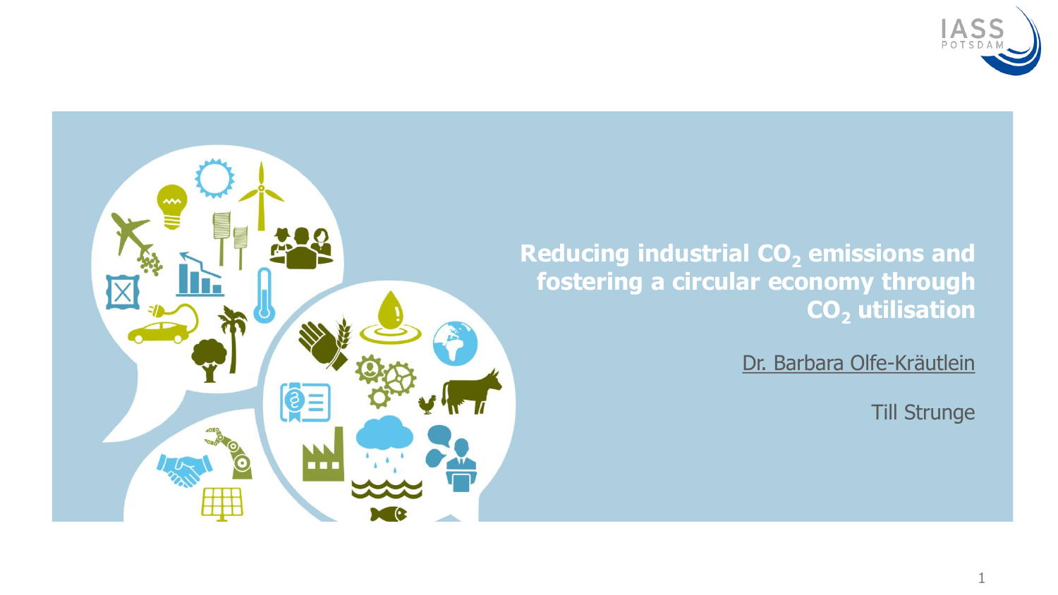# Reducing industrial $CO_2$ emissions and fostering a circular economy through $CO_2$ utilisation

Dr. Barbara Olfe-Kräutlein

Till Strunge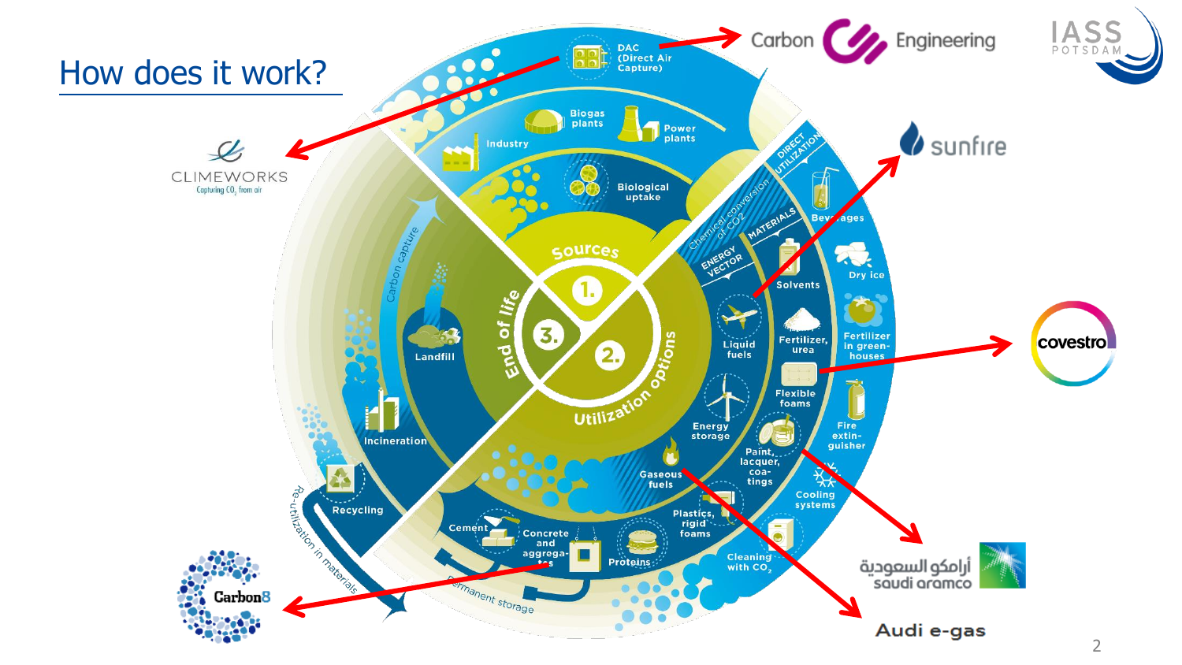# How does it work?

DAC (Direct Air Capture)

Biogas plants

Power plants

Industry

Biological uptake

Sources

1.

2.

3.

End of life

Utilization options

Carbon capture

Landfill

Incineration

Recycling

Re-utilization in materials

Permanent storage

DIRECT UTILIZATION

Chemical conversion of $CO_2$

MATERIALS

ENERGY VECTOR

Beverages

Dry ice

Solvents

Fertilizer, urea

Fertilizer in green-houses

Liquid fuels

Flexible foams

Fire extin-guisher

Energy storage

Paint, lacquer, coa-tings

Cooling systems

Gaseous fuels

Plastics, rigid foams

Cleaning with $CO_2$

Cement

Concrete and aggrega-tes

Proteins

Carbon Engineering

CLIMEWORKS Capturing $CO_2$ from air

sunfire

covestro

أرامكو السعودية saudi aramco

Audi e-gas

Carbon8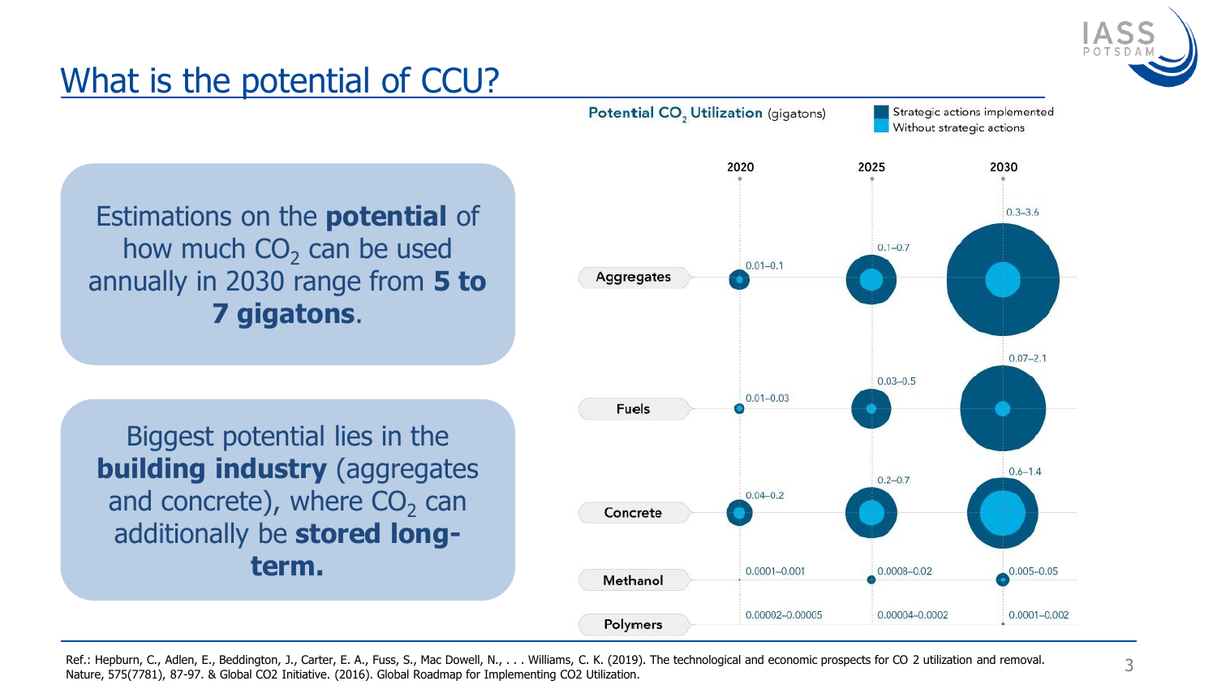# What is the potential of CCU?

Estimations on the **potential** of how much $CO_2$ can be used annually in 2030 range from **5 to 7 gigatons**.

Biggest potential lies in the **building industry** (aggregates and concrete), where $CO_2$ can additionally be **stored long-term.**

**Potential $CO_2$ Utilization** (gigatons)

Strategic actions implemented / Without strategic actions

| | 2020 | 2025 | 2030 |
|---|---|---|---|
| Aggregates | 0.01–0.1 | 0.1–0.7 | 0.3–3.6 |
| Fuels | 0.01–0.03 | 0.03–0.5 | 0.07–2.1 |
| Concrete | 0.04–0.2 | 0.2–0.7 | 0.6–1.4 |
| Methanol | 0.0001–0.001 | 0.0008–0.02 | 0.005–0.05 |
| Polymers | 0.00002–0.00005 | 0.00004–0.0002 | 0.0001–0.002 |

Ref.: Hepburn, C., Adlen, E., Beddington, J., Carter, E. A., Fuss, S., Mac Dowell, N., . . . Williams, C. K. (2019). The technological and economic prospects for CO 2 utilization and removal. Nature, 575(7781), 87-97. & Global CO2 Initiative. (2016). Global Roadmap for Implementing CO2 Utilization.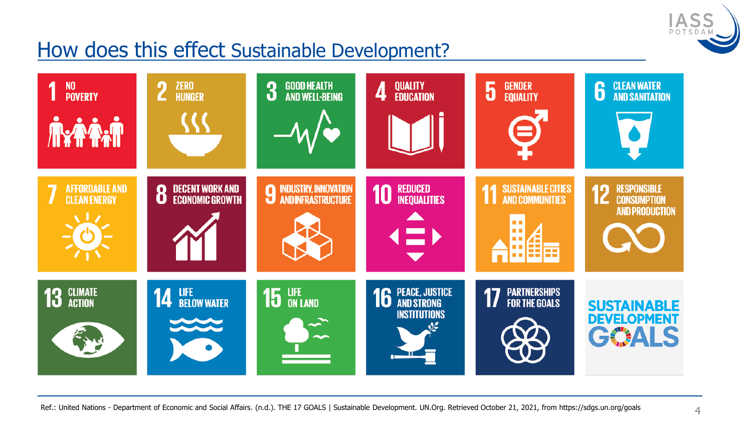# How does this effect Sustainable Development?

| | | | | | |
|---|---|---|---|---|---|
| 1 NO POVERTY | 2 ZERO HUNGER | 3 GOOD HEALTH AND WELL-BEING | 4 QUALITY EDUCATION | 5 GENDER EQUALITY | 6 CLEAN WATER AND SANITATION |
| 7 AFFORDABLE AND CLEAN ENERGY | 8 DECENT WORK AND ECONOMIC GROWTH | 9 INDUSTRY, INNOVATION AND INFRASTRUCTURE | 10 REDUCED INEQUALITIES | 11 SUSTAINABLE CITIES AND COMMUNITIES | 12 RESPONSIBLE CONSUMPTION AND PRODUCTION |
| 13 CLIMATE ACTION | 14 LIFE BELOW WATER | 15 LIFE ON LAND | 16 PEACE, JUSTICE AND STRONG INSTITUTIONS | 17 PARTNERSHIPS FOR THE GOALS | SUSTAINABLE DEVELOPMENT GOALS |

Ref.: United Nations - Department of Economic and Social Affairs. (n.d.). THE 17 GOALS | Sustainable Development. UN.Org. Retrieved October 21, 2021, from https://sdgs.un.org/goals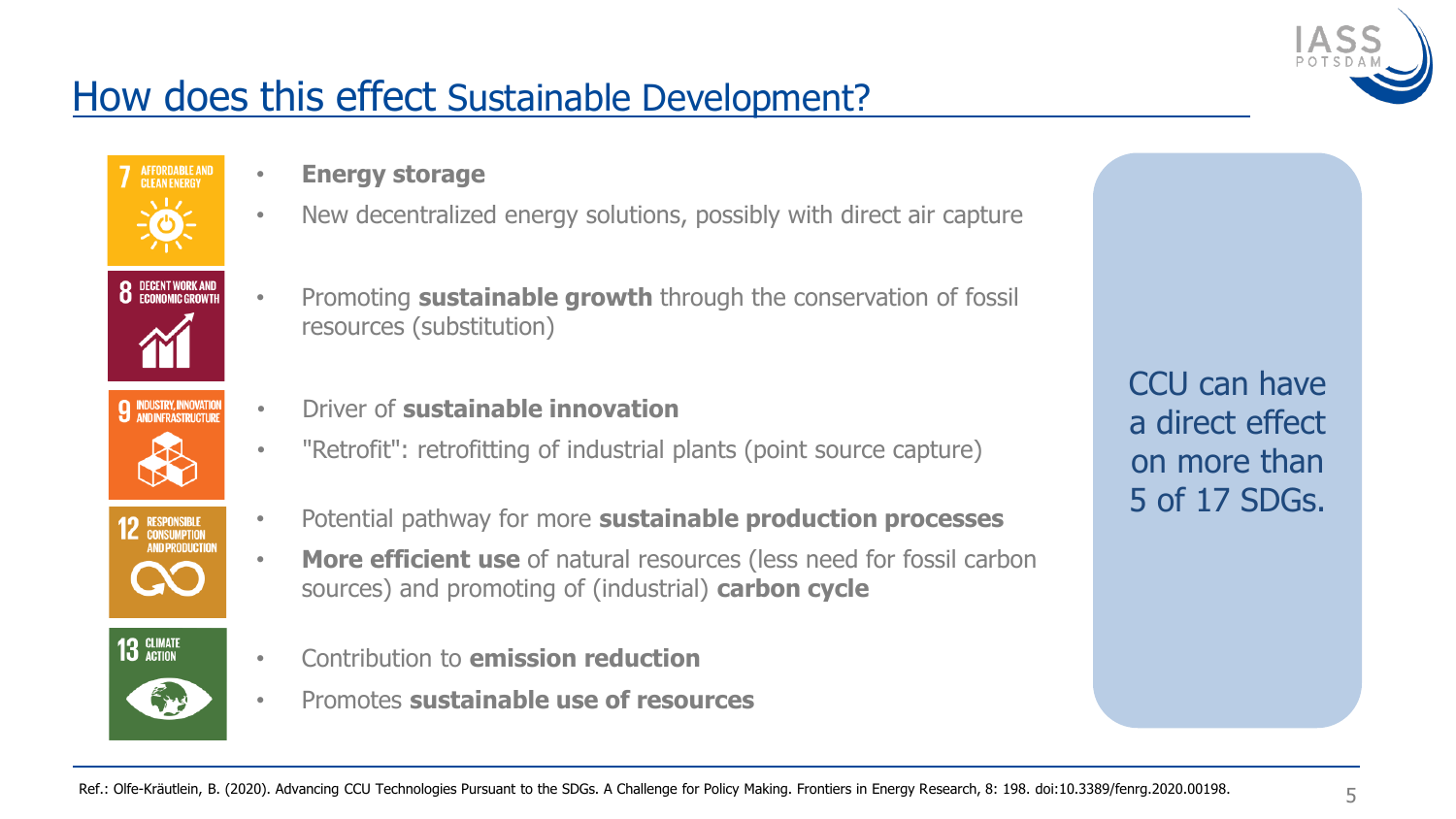# How does this effect Sustainable Development?

**7 AFFORDABLE AND CLEAN ENERGY**

- **Energy storage**
- New decentralized energy solutions, possibly with direct air capture

**8 DECENT WORK AND ECONOMIC GROWTH**

- Promoting **sustainable growth** through the conservation of fossil resources (substitution)

**9 INDUSTRY, INNOVATION AND INFRASTRUCTURE**

- Driver of **sustainable innovation**
- "Retrofit": retrofitting of industrial plants (point source capture)

**12 RESPONSIBLE CONSUMPTION AND PRODUCTION**

- Potential pathway for more **sustainable production processes**
- **More efficient use** of natural resources (less need for fossil carbon sources) and promoting of (industrial) **carbon cycle**

**13 CLIMATE ACTION**

- Contribution to **emission reduction**
- Promotes **sustainable use of resources**

CCU can have a direct effect on more than 5 of 17 SDGs.

Ref.: Olfe-Kräutlein, B. (2020). Advancing CCU Technologies Pursuant to the SDGs. A Challenge for Policy Making. Frontiers in Energy Research, 8: 198. doi:10.3389/fenrg.2020.00198.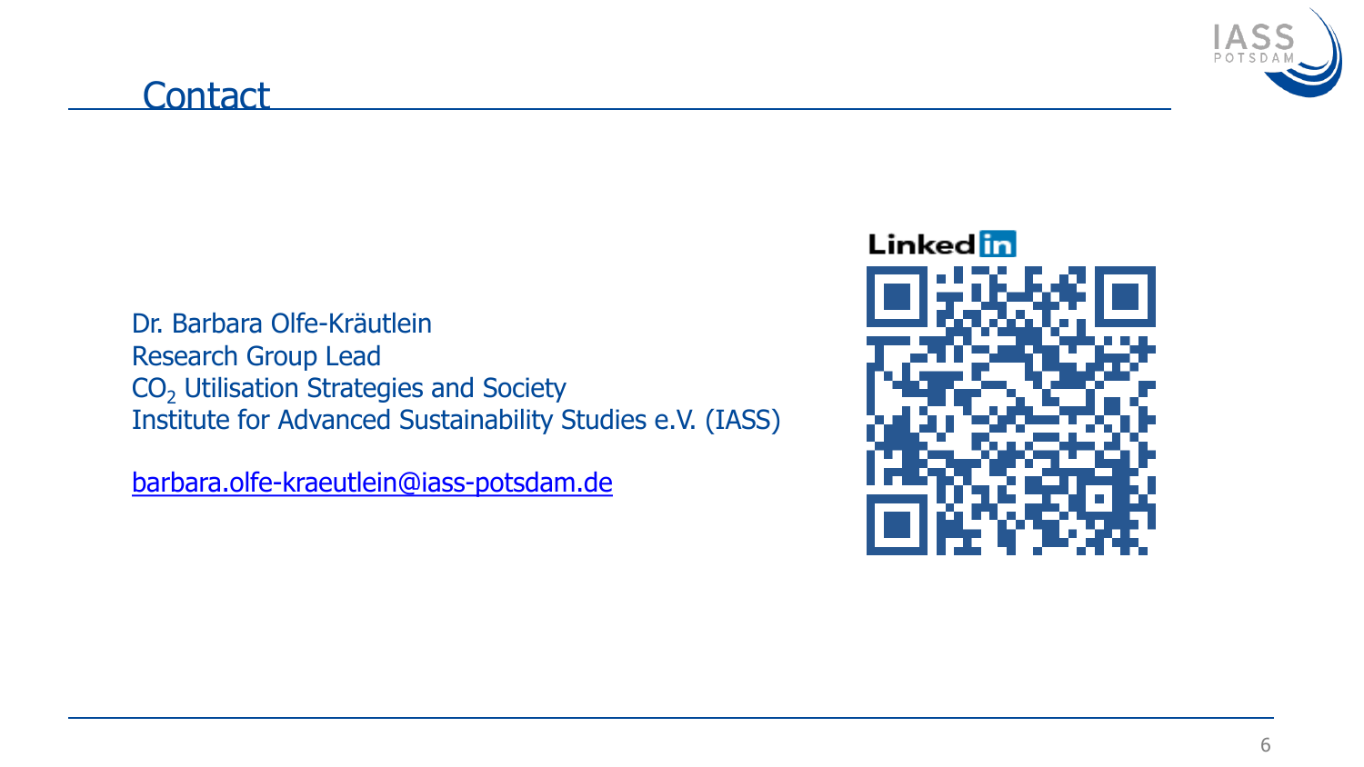## Contact

Dr. Barbara Olfe-Kräutlein
Research Group Lead
$CO_2$ Utilisation Strategies and Society
Institute for Advanced Sustainability Studies e.V. (IASS)

barbara.olfe-kraeutlein@iass-potsdam.de

LinkedIn